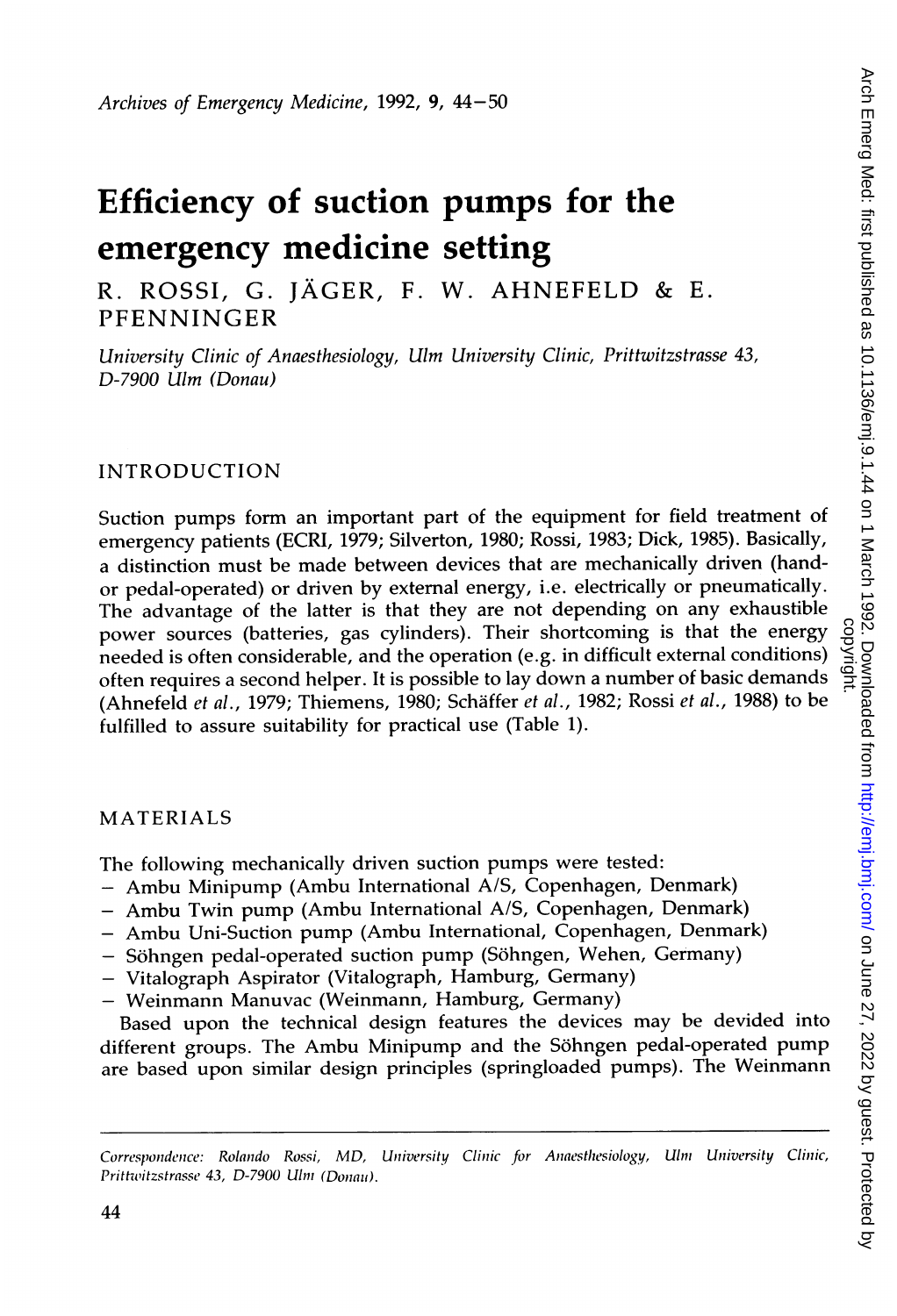# Efficiency of suction pumps for the emergency medicine setting

R. ROSSI, G. JÄGER, F. W. AHNEFELD & E. PFENNINGER

*University Clinic of Anaesthesiology, Ulm University Clinic, Prittwitzstrasse 43, D-7900 Ulm (Donau)*

## INTRODUCTION

Suction pumps form an important part of the equipment for field treatment of emergency patients (ECRI, 1979; Silverton, 1980; Rossi, 1983; Dick, 1985). Basically, a distinction must be made between devices that are mechanically driven (hand- or pedal-operated) or driven by external energy, i.e. electrically or pneumatically. The advantage of the latter is that they are not depending on any exhaustible power sources (batteries, gas cylinders). Their shortcoming is that the energy needed is often considerable, and the operation (e.g. in difficult external conditions) often requires a second helper. It is possible to lay down a number of basic demands (Ahnefeld *et al.*, 1979; Thiemens, 1980; Schäffer *et al.*, 1982; Rossi *et al.*, 1988) to be fulfilled to assure suitability for practical use (Table 1).

## MATERIALS

The following mechanically driven suction pumps were tested:

- Ambu Minipump (Ambu International A/S, Copenhagen, Denmark)
- Ambu Twin pump (Ambu International A/S, Copenhagen, Denmark)
- Ambu Uni-Suction pump (Ambu International, Copenhagen, Denmark)
- Söhngen pedal-operated suction pump (Söhngen, Wehen, Germany)
- Vitalograph Aspirator (Vitalograph, Hamburg, Germany)
- Weinmann Manuvac (Weinmann, Hamburg, Germany)

Based upon the technical design features the devices may be devided into different groups. The Ambu Minipump and the Söhngen pedal-operated pump are based upon similar design principles (springloaded pumps). The Weinmann

*Correspondence: Rolando Rossi, MD, University Clinic for Anaesthesiology, Ulm University Clinic, Prittwitzstrasse 43, D-7900 Ulm (Donau).*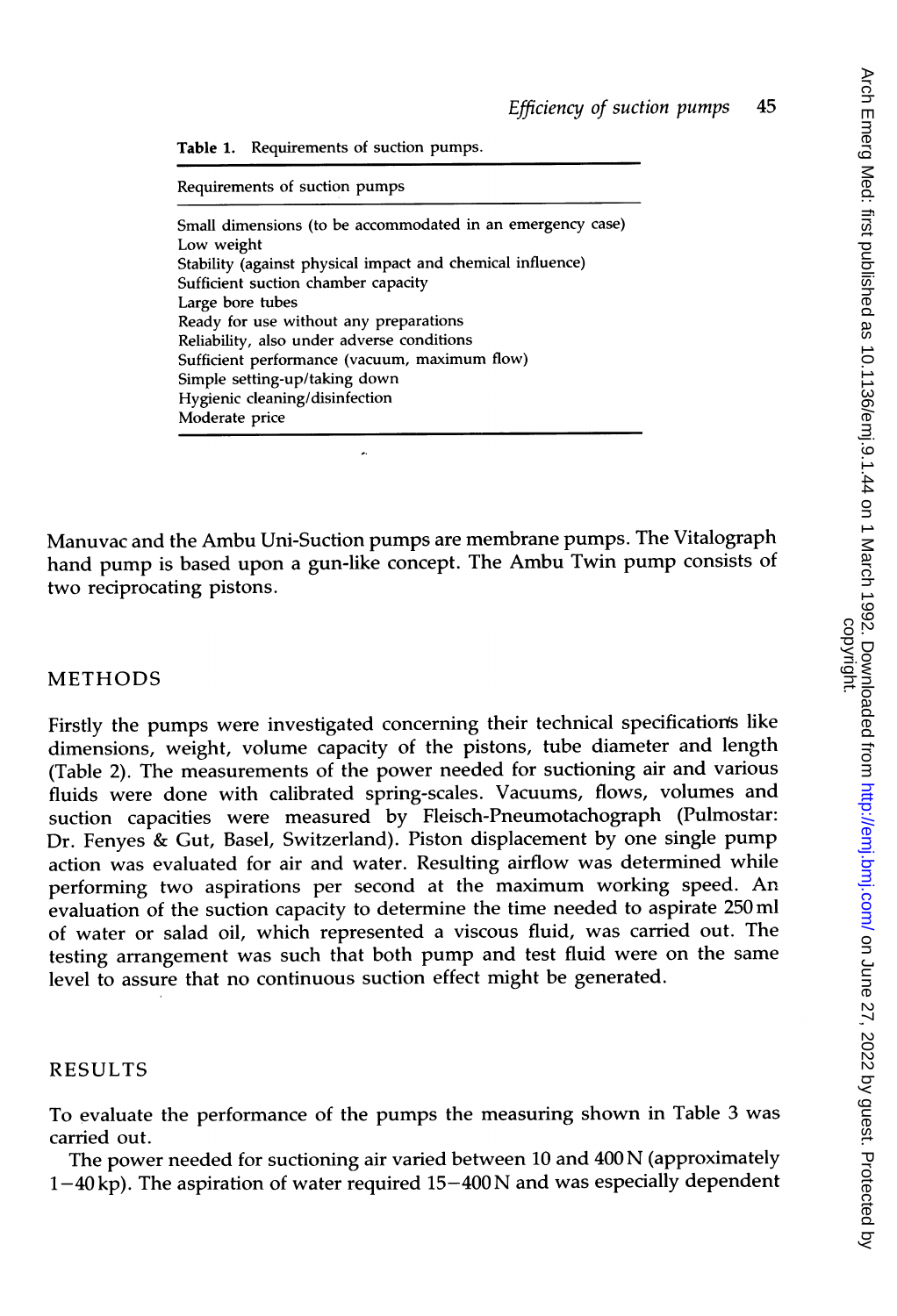Table 1. Requirements of suction pumps.

| Requirements of suction pumps |
| --- |
| Small dimensions (to be accommodated in an emergency case) |
| Low weight |
| Stability (against physical impact and chemical influence) |
| Sufficient suction chamber capacity |
| Large bore tubes |
| Ready for use without any preparations |
| Reliability, also under adverse conditions |
| Sufficient performance (vacuum, maximum flow) |
| Simple setting-up/taking down |
| Hygienic cleaning/disinfection |
| Moderate price |

Manuvac and the Ambu Uni-Suction pumps are membrane pumps. The Vitalograph hand pump is based upon a gun-like concept. The Ambu Twin pump consists of two reciprocating pistons.

## METHODS

Firstly the pumps were investigated concerning their technical specifications like dimensions, weight, volume capacity of the pistons, tube diameter and length (Table 2). The measurements of the power needed for suctioning air and various fluids were done with calibrated spring-scales. Vacuums, flows, volumes and suction capacities were measured by Fleisch-Pneumotachograph (Pulmostar: Dr. Fenyes & Gut, Basel, Switzerland). Piston displacement by one single pump action was evaluated for air and water. Resulting airflow was determined while performing two aspirations per second at the maximum working speed. An evaluation of the suction capacity to determine the time needed to aspirate 250 ml of water or salad oil, which represented a viscous fluid, was carried out. The testing arrangement was such that both pump and test fluid were on the same level to assure that no continuous suction effect might be generated.

## RESULTS

To evaluate the performance of the pumps the measuring shown in Table 3 was carried out.

The power needed for suctioning air varied between 10 and 400 N (approximately 1–40 kp). The aspiration of water required 15–400 N and was especially dependent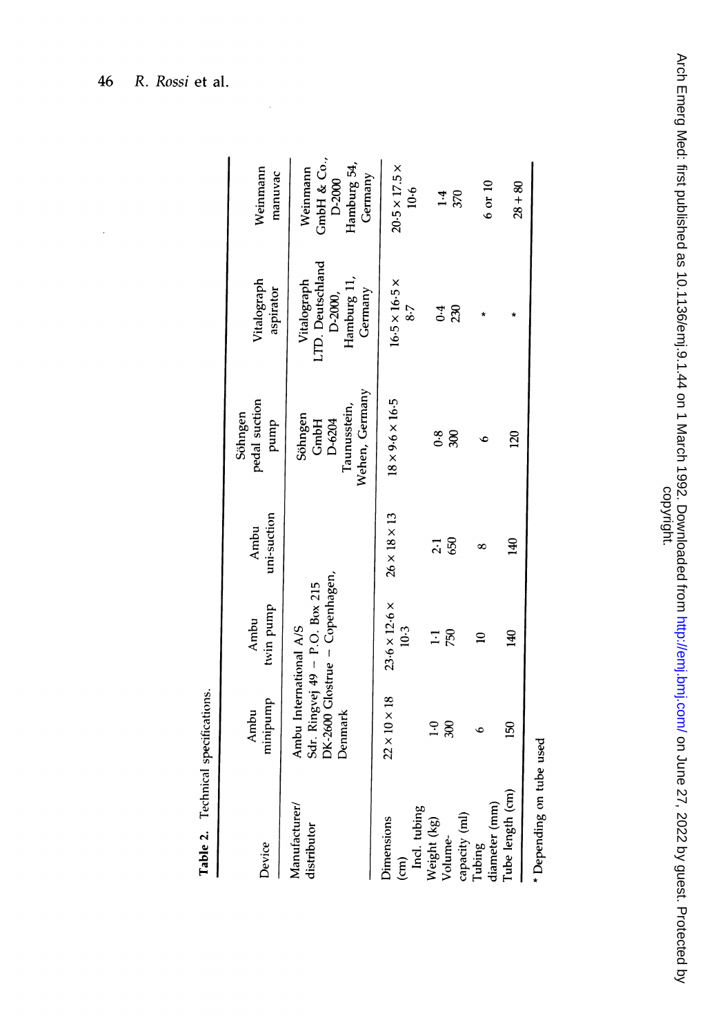**Table 2.** Technical specifications.

| Device | Ambu minipump | Ambu twin pump | Ambu uni-suction | Söhngen pedal suction pump | Vitalograph aspirator | Weinmann manuvac |
|---|---|---|---|---|---|---|
| Manufacturer/ distributor | Ambu International A/S Sdr. Ringvej 49 – P.O. Box 215 DK-2600 Glostrue – Copenhagen, Denmark | | | Söhngen GmbH D-6204 Taunusstein, Wehen, Germany | Vitalograph LTD. Deutschland D-2000, Hamburg 11, Germany | Weinmann GmbH & Co., D-2000 Hamburg 54, Germany |
| Dimensions (cm) Incl. tubing | 22 × 10 × 18 | 23·6 × 12·6 × 10·3 | 26 × 18 × 13 | 18 × 9·6 × 16·5 | 16·5 × 16·5 × 8·7 | 20·5 × 17·5 × 10·6 |
| Weight (kg) | 1·0 | 1·1 | 2·1 | 0·8 | 0·4 | 1·4 |
| Volume-capacity (ml) | 300 | 750 | 650 | 300 | 230 | 370 |
| Tubing diameter (mm) | 6 | 10 | 8 | 6 | * | 6 or 10 |
| Tube length (cm) | 150 | 140 | 140 | 120 | * | 28 + 80 |

\* Depending on tube used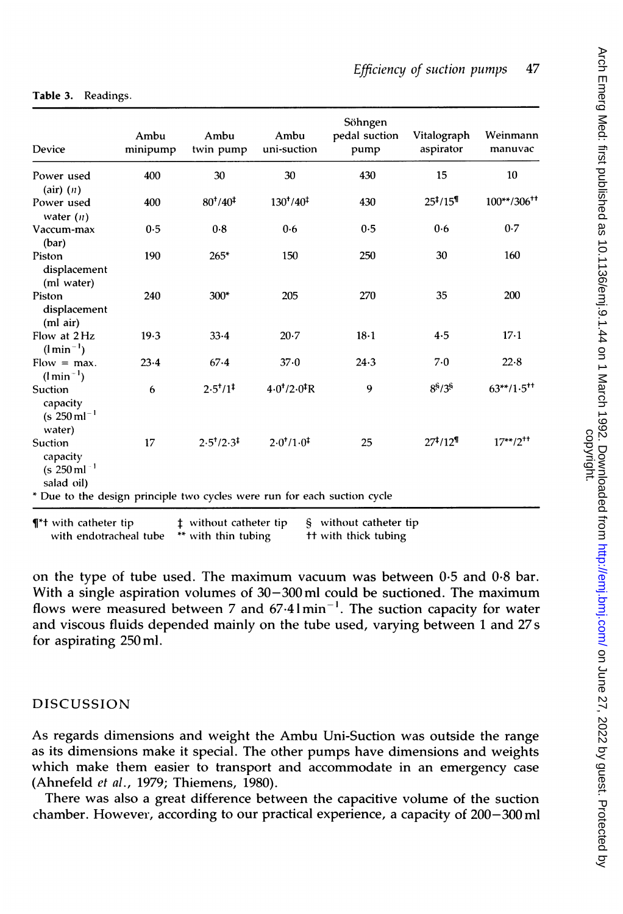Table 3. Readings.

| Device | Ambu minipump | Ambu twin pump | Ambu uni-suction | Söhngen pedal suction pump | Vitalograph aspirator | Weinmann manuvac |
|---|---|---|---|---|---|---|
| Power used (air) (n) | 400 | 30 | 30 | 430 | 15 | 10 |
| Power used water (n) | 400 | 80†/40‡ | 130†/40‡ | 430 | 25‡/15¶ | 100**/306†† |
| Vaccum-max (bar) | 0·5 | 0·8 | 0·6 | 0·5 | 0·6 | 0·7 |
| Piston displacement (ml water) | 190 | 265* | 150 | 250 | 30 | 160 |
| Piston displacement (ml air) | 240 | 300* | 205 | 270 | 35 | 200 |
| Flow at 2 Hz ($l\,min^{-1}$) | 19·3 | 33·4 | 20·7 | 18·1 | 4·5 | 17·1 |
| Flow = max. ($l\,min^{-1}$) | 23·4 | 67·4 | 37·0 | 24·3 | 7·0 | 22·8 |
| Suction capacity (s $250\,ml^{-1}$ water) | 6 | 2·5†/1‡ | 4·0†/2·0‡R | 9 | 8§/3§ | 63**/1·5†† |
| Suction capacity (s $250\,ml^{-1}$ salad oil) | 17 | 2·5†/2·3‡ | 2·0†/1·0‡ | 25 | 27‡/12¶ | 17**/2†† |

\* Due to the design principle two cycles were run for each suction cycle

¶*† with catheter tip with endotracheal tube ‡ without catheter tip ** with thin tubing § without catheter tip †† with thick tubing

on the type of tube used. The maximum vacuum was between 0·5 and 0·8 bar. With a single aspiration volumes of 30–300 ml could be suctioned. The maximum flows were measured between 7 and 67·4 $l\,min^{-1}$. The suction capacity for water and viscous fluids depended mainly on the tube used, varying between 1 and 27 s for aspirating 250 ml.

## DISCUSSION

As regards dimensions and weight the Ambu Uni-Suction was outside the range as its dimensions make it special. The other pumps have dimensions and weights which make them easier to transport and accommodate in an emergency case (Ahnefeld *et al.*, 1979; Thiemens, 1980).

There was also a great difference between the capacitive volume of the suction chamber. However, according to our practical experience, a capacity of 200–300 ml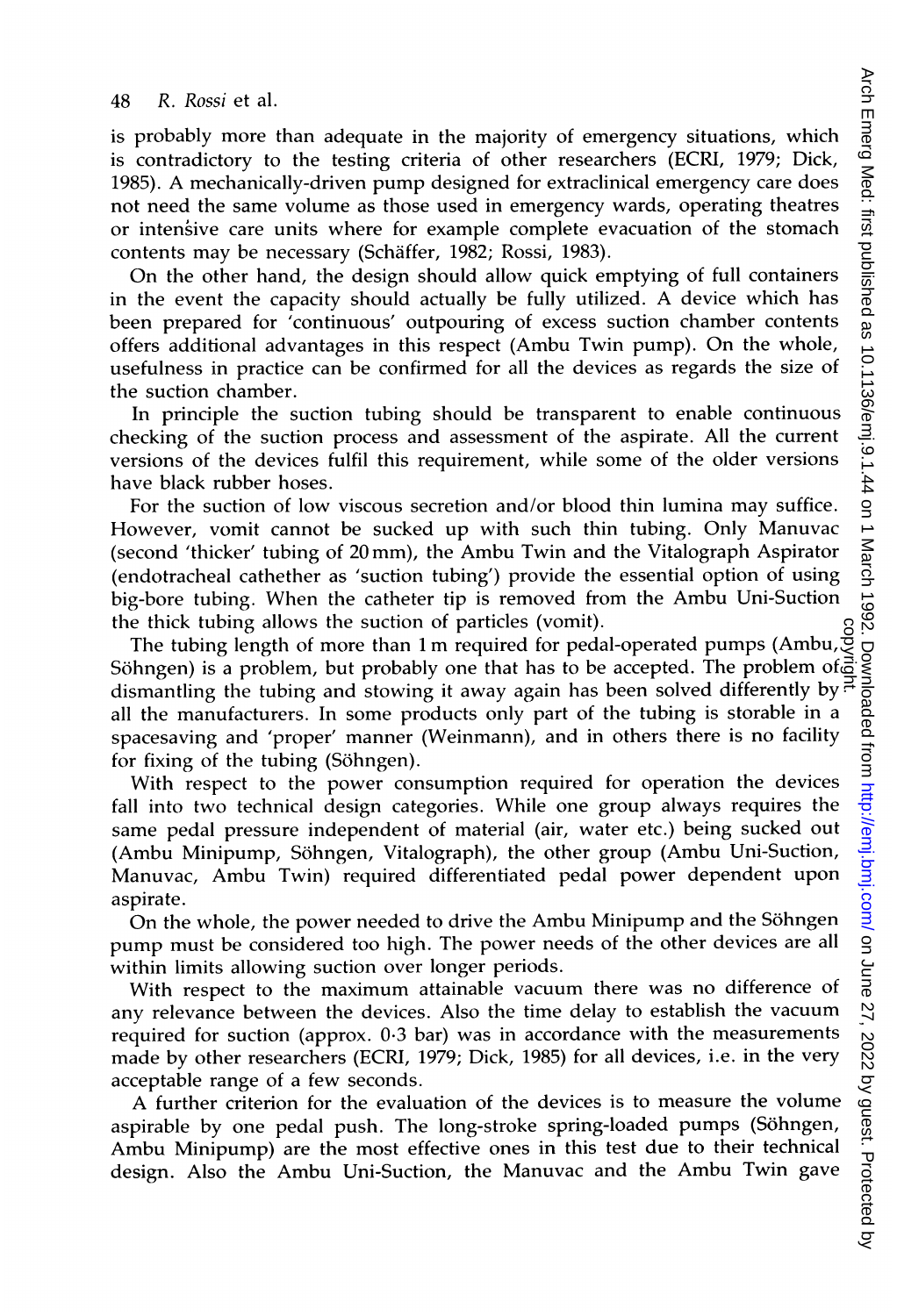is probably more than adequate in the majority of emergency situations, which is contradictory to the testing criteria of other researchers (ECRI, 1979; Dick, 1985). A mechanically-driven pump designed for extraclinical emergency care does not need the same volume as those used in emergency wards, operating theatres or intensive care units where for example complete evacuation of the stomach contents may be necessary (Schäffer, 1982; Rossi, 1983).

On the other hand, the design should allow quick emptying of full containers in the event the capacity should actually be fully utilized. A device which has been prepared for 'continuous' outpouring of excess suction chamber contents offers additional advantages in this respect (Ambu Twin pump). On the whole, usefulness in practice can be confirmed for all the devices as regards the size of the suction chamber.

In principle the suction tubing should be transparent to enable continuous checking of the suction process and assessment of the aspirate. All the current versions of the devices fulfil this requirement, while some of the older versions have black rubber hoses.

For the suction of low viscous secretion and/or blood thin lumina may suffice. However, vomit cannot be sucked up with such thin tubing. Only Manuvac (second 'thicker' tubing of 20 mm), the Ambu Twin and the Vitalograph Aspirator (endotracheal cathether as 'suction tubing') provide the essential option of using big-bore tubing. When the catheter tip is removed from the Ambu Uni-Suction the thick tubing allows the suction of particles (vomit).

The tubing length of more than 1 m required for pedal-operated pumps (Ambu, Söhngen) is a problem, but probably one that has to be accepted. The problem of dismantling the tubing and stowing it away again has been solved differently by all the manufacturers. In some products only part of the tubing is storable in a spacesaving and 'proper' manner (Weinmann), and in others there is no facility for fixing of the tubing (Söhngen).

With respect to the power consumption required for operation the devices fall into two technical design categories. While one group always requires the same pedal pressure independent of material (air, water etc.) being sucked out (Ambu Minipump, Söhngen, Vitalograph), the other group (Ambu Uni-Suction, Manuvac, Ambu Twin) required differentiated pedal power dependent upon aspirate.

On the whole, the power needed to drive the Ambu Minipump and the Söhngen pump must be considered too high. The power needs of the other devices are all within limits allowing suction over longer periods.

With respect to the maximum attainable vacuum there was no difference of any relevance between the devices. Also the time delay to establish the vacuum required for suction (approx. 0·3 bar) was in accordance with the measurements made by other researchers (ECRI, 1979; Dick, 1985) for all devices, i.e. in the very acceptable range of a few seconds.

A further criterion for the evaluation of the devices is to measure the volume aspirable by one pedal push. The long-stroke spring-loaded pumps (Söhngen, Ambu Minipump) are the most effective ones in this test due to their technical design. Also the Ambu Uni-Suction, the Manuvac and the Ambu Twin gave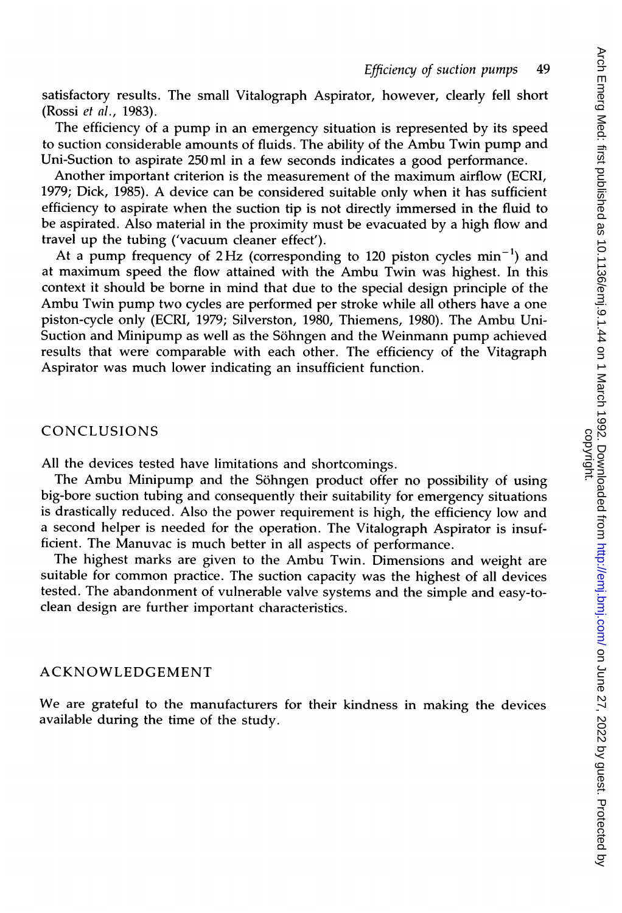satisfactory results. The small Vitalograph Aspirator, however, clearly fell short (Rossi *et al.*, 1983).

The efficiency of a pump in an emergency situation is represented by its speed to suction considerable amounts of fluids. The ability of the Ambu Twin pump and Uni-Suction to aspirate 250 ml in a few seconds indicates a good performance.

Another important criterion is the measurement of the maximum airflow (ECRI, 1979; Dick, 1985). A device can be considered suitable only when it has sufficient efficiency to aspirate when the suction tip is not directly immersed in the fluid to be aspirated. Also material in the proximity must be evacuated by a high flow and travel up the tubing ('vacuum cleaner effect').

At a pump frequency of 2 Hz (corresponding to 120 piston cycles $\min^{-1}$) and at maximum speed the flow attained with the Ambu Twin was highest. In this context it should be borne in mind that due to the special design principle of the Ambu Twin pump two cycles are performed per stroke while all others have a one piston-cycle only (ECRI, 1979; Silverston, 1980, Thiemens, 1980). The Ambu Uni-Suction and Minipump as well as the Söhngen and the Weinmann pump achieved results that were comparable with each other. The efficiency of the Vitagraph Aspirator was much lower indicating an insufficient function.

## CONCLUSIONS

All the devices tested have limitations and shortcomings.

The Ambu Minipump and the Söhngen product offer no possibility of using big-bore suction tubing and consequently their suitability for emergency situations is drastically reduced. Also the power requirement is high, the efficiency low and a second helper is needed for the operation. The Vitalograph Aspirator is insufficient. The Manuvac is much better in all aspects of performance.

The highest marks are given to the Ambu Twin. Dimensions and weight are suitable for common practice. The suction capacity was the highest of all devices tested. The abandonment of vulnerable valve systems and the simple and easy-to-clean design are further important characteristics.

## ACKNOWLEDGEMENT

We are grateful to the manufacturers for their kindness in making the devices available during the time of the study.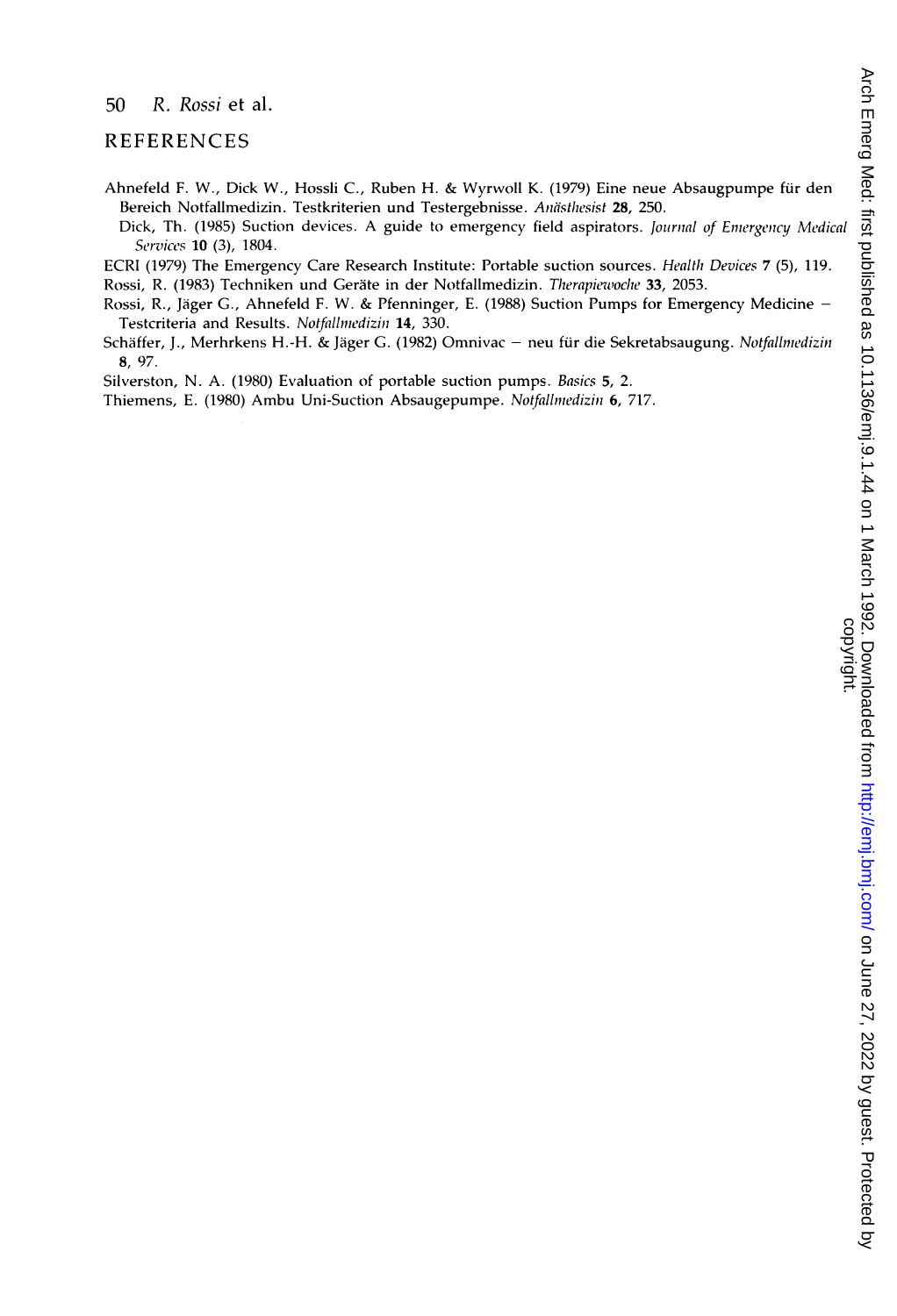## REFERENCES

Ahnefeld F. W., Dick W., Hossli C., Ruben H. & Wyrwoll K. (1979) Eine neue Absaugpumpe für den Bereich Notfallmedizin. Testkriterien und Testergebnisse. *Anästhesist* **28**, 250.

Dick, Th. (1985) Suction devices. A guide to emergency field aspirators. *Journal of Emergency Medical Services* **10** (3), 1804.

ECRI (1979) The Emergency Care Research Institute: Portable suction sources. *Health Devices* **7** (5), 119.

Rossi, R. (1983) Techniken und Geräte in der Notfallmedizin. *Therapiewoche* **33**, 2053.

Rossi, R., Jäger G., Ahnefeld F. W. & Pfenninger, E. (1988) Suction Pumps for Emergency Medicine – Testcriteria and Results. *Notfallmedizin* **14**, 330.

Schäffer, J., Merhrkens H.-H. & Jäger G. (1982) Omnivac – neu für die Sekretabsaugung. *Notfallmedizin* **8**, 97.

Silverston, N. A. (1980) Evaluation of portable suction pumps. *Basics* **5**, 2.

Thiemens, E. (1980) Ambu Uni-Suction Absaugepumpe. *Notfallmedizin* **6**, 717.